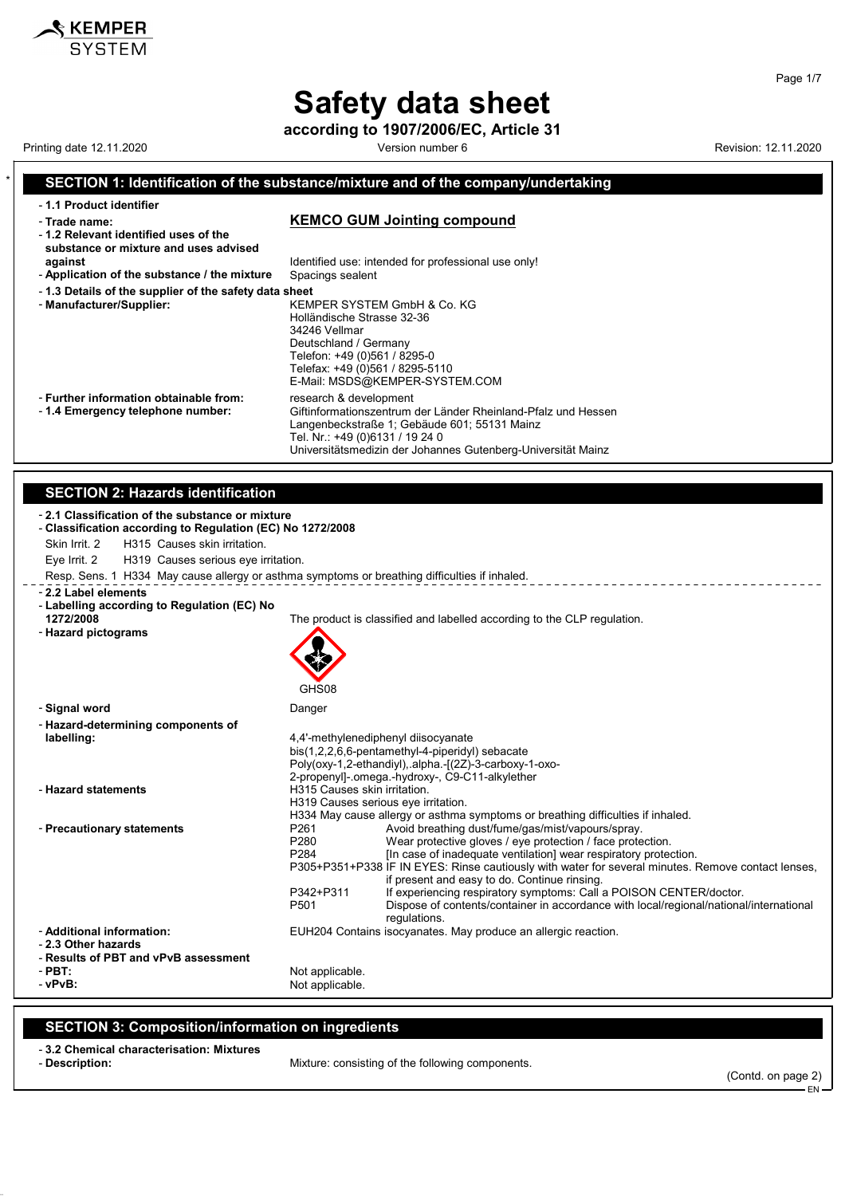# Safety data sheet

**according to 1907/2006/EC, Article 31**

Printing date 12.11.2020 | Version number 6 | Revision: 12.11.2020

## SECTION 1: Identification of the substance/mixture and of the company/undertaking

- **1.1 Product identifier**
- **Trade name:** **KEMCO GUM Jointing compound**
- **1.2 Relevant identified uses of the substance or mixture and uses advised against** Identified use: intended for professional use only!
- **Application of the substance / the mixture** Spacings sealent
- **1.3 Details of the supplier of the safety data sheet**
- **Manufacturer/Supplier:**
  KEMPER SYSTEM GmbH & Co. KG
  Holländische Strasse 32-36
  34246 Vellmar
  Deutschland / Germany
  Telefon: +49 (0)561 / 8295-0
  Telefax: +49 (0)561 / 8295-5110
  E-Mail: MSDS@KEMPER-SYSTEM.COM
- **Further information obtainable from:** research & development
- **1.4 Emergency telephone number:**
  Giftinformationszentrum der Länder Rheinland-Pfalz und Hessen
  Langenbeckstraße 1; Gebäude 601; 55131 Mainz
  Tel. Nr.: +49 (0)6131 / 19 24 0
  Universitätsmedizin der Johannes Gutenberg-Universität Mainz

## SECTION 2: Hazards identification

- **2.1 Classification of the substance or mixture**
- **Classification according to Regulation (EC) No 1272/2008**

Skin Irrit. 2 H315 Causes skin irritation.

Eye Irrit. 2 H319 Causes serious eye irritation.

Resp. Sens. 1 H334 May cause allergy or asthma symptoms or breathing difficulties if inhaled.

- **2.2 Label elements**
- **Labelling according to Regulation (EC) No 1272/2008** The product is classified and labelled according to the CLP regulation.
- **Hazard pictograms**

  GHS08

- **Signal word** Danger
- **Hazard-determining components of labelling:**
  4,4'-methylenediphenyl diisocyanate
  bis(1,2,2,6,6-pentamethyl-4-piperidyl) sebacate
  Poly(oxy-1,2-ethandiyl),.alpha.-[(2Z)-3-carboxy-1-oxo-2-propenyl]-.omega.-hydroxy-, C9-C11-alkylether
- **Hazard statements**
  H315 Causes skin irritation.
  H319 Causes serious eye irritation.
  H334 May cause allergy or asthma symptoms or breathing difficulties if inhaled.
- **Precautionary statements**
  - P261 Avoid breathing dust/fume/gas/mist/vapours/spray.
  - P280 Wear protective gloves / eye protection / face protection.
  - P284 [In case of inadequate ventilation] wear respiratory protection.
  - P305+P351+P338 IF IN EYES: Rinse cautiously with water for several minutes. Remove contact lenses, if present and easy to do. Continue rinsing.
  - P342+P311 If experiencing respiratory symptoms: Call a POISON CENTER/doctor.
  - P501 Dispose of contents/container in accordance with local/regional/national/international regulations.
- **Additional information:** EUH204 Contains isocyanates. May produce an allergic reaction.
- **2.3 Other hazards**
- **Results of PBT and vPvB assessment**
- **PBT:** Not applicable.
- **vPvB:** Not applicable.

## SECTION 3: Composition/information on ingredients

- **3.2 Chemical characterisation: Mixtures**
- **Description:** Mixture: consisting of the following components.

(Contd. on page 2)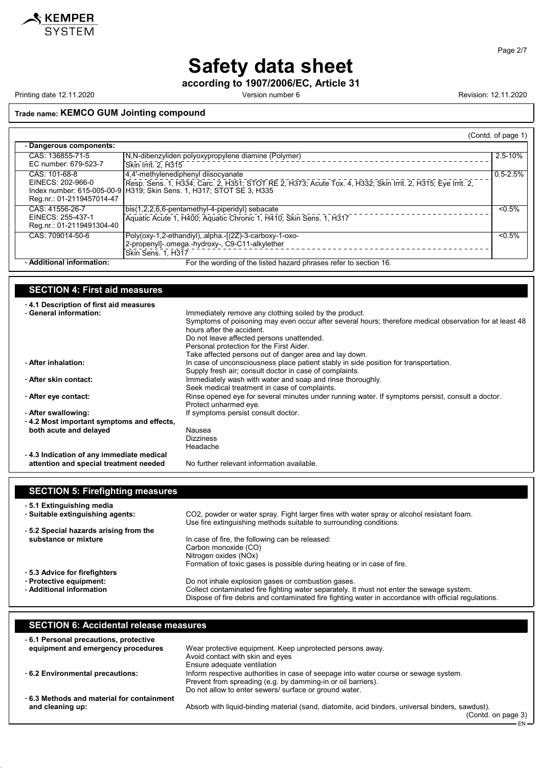**Safety data sheet**

**according to 1907/2006/EC, Article 31**

Printing date 12.11.2020 Version number 6 Revision: 12.11.2020

**Trade name: KEMCO GUM Jointing compound**

(Contd. of page 1)

- **Dangerous components:**

| | | |
|---|---|---|
| CAS: 136855-71-5<br>EC number: 679-523-7 | N,N-dibenzyliden polyoxypropylene diamine (Polymer)<br>Skin Irrit. 2, H315 | 2.5-10% |
| CAS: 101-68-8<br>EINECS: 202-966-0<br>Index number: 615-005-00-9<br>Reg.nr.: 01-2119457014-47 | 4,4'-methylenediphenyl diisocyanate<br>Resp. Sens. 1, H334; Carc. 2, H351; STOT RE 2, H373; Acute Tox. 4, H332; Skin Irrit. 2, H315; Eye Irrit. 2, H319; Skin Sens. 1, H317; STOT SE 3, H335 | 0.5-2.5% |
| CAS: 41556-26-7<br>EINECS: 255-437-1<br>Reg.nr.: 01-2119491304-40 | bis(1,2,2,6,6-pentamethyl-4-piperidyl) sebacate<br>Aquatic Acute 1, H400; Aquatic Chronic 1, H410; Skin Sens. 1, H317 | <0.5% |
| CAS: 709014-50-6 | Poly(oxy-1,2-ethandiyl),.alpha.-[(2Z)-3-carboxy-1-oxo-2-propenyl]-.omega.-hydroxy-, C9-C11-alkylether<br>Skin Sens. 1, H317 | <0.5% |

- **Additional information:** For the wording of the listed hazard phrases refer to section 16.

## SECTION 4: First aid measures

- **4.1 Description of first aid measures**
- **General information:** Immediately remove any clothing soiled by the product.
  Symptoms of poisoning may even occur after several hours; therefore medical observation for at least 48 hours after the accident.
  Do not leave affected persons unattended.
  Personal protection for the First Aider.
  Take affected persons out of danger area and lay down.
- **After inhalation:** In case of unconsciousness place patient stably in side position for transportation.
  Supply fresh air; consult doctor in case of complaints.
- **After skin contact:** Immediately wash with water and soap and rinse thoroughly.
  Seek medical treatment in case of complaints.
- **After eye contact:** Rinse opened eye for several minutes under running water. If symptoms persist, consult a doctor.
  Protect unharmed eye.
- **After swallowing:** If symptoms persist consult doctor.
- **4.2 Most important symptoms and effects, both acute and delayed**
  Nausea
  Dizziness
  Headache
- **4.3 Indication of any immediate medical attention and special treatment needed** No further relevant information available.

## SECTION 5: Firefighting measures

- **5.1 Extinguishing media**
- **Suitable extinguishing agents:** $CO_2$, powder or water spray. Fight larger fires with water spray or alcohol resistant foam.
  Use fire extinguishing methods suitable to surrounding conditions.
- **5.2 Special hazards arising from the substance or mixture** In case of fire, the following can be released:
  Carbon monoxide (CO)
  Nitrogen oxides ($NO_x$)
  Formation of toxic gases is possible during heating or in case of fire.
- **5.3 Advice for firefighters**
- **Protective equipment:** Do not inhale explosion gases or combustion gases.
- **Additional information** Collect contaminated fire fighting water separately. It must not enter the sewage system.
  Dispose of fire debris and contaminated fire fighting water in accordance with official regulations.

## SECTION 6: Accidental release measures

- **6.1 Personal precautions, protective equipment and emergency procedures** Wear protective equipment. Keep unprotected persons away.
  Avoid contact with skin and eyes
  Ensure adequate ventilation
- **6.2 Environmental precautions:** Inform respective authorities in case of seepage into water course or sewage system.
  Prevent from spreading (e.g. by damming-in or oil barriers).
  Do not allow to enter sewers/ surface or ground water.
- **6.3 Methods and material for containment and cleaning up:** Absorb with liquid-binding material (sand, diatomite, acid binders, universal binders, sawdust).

(Contd. on page 3)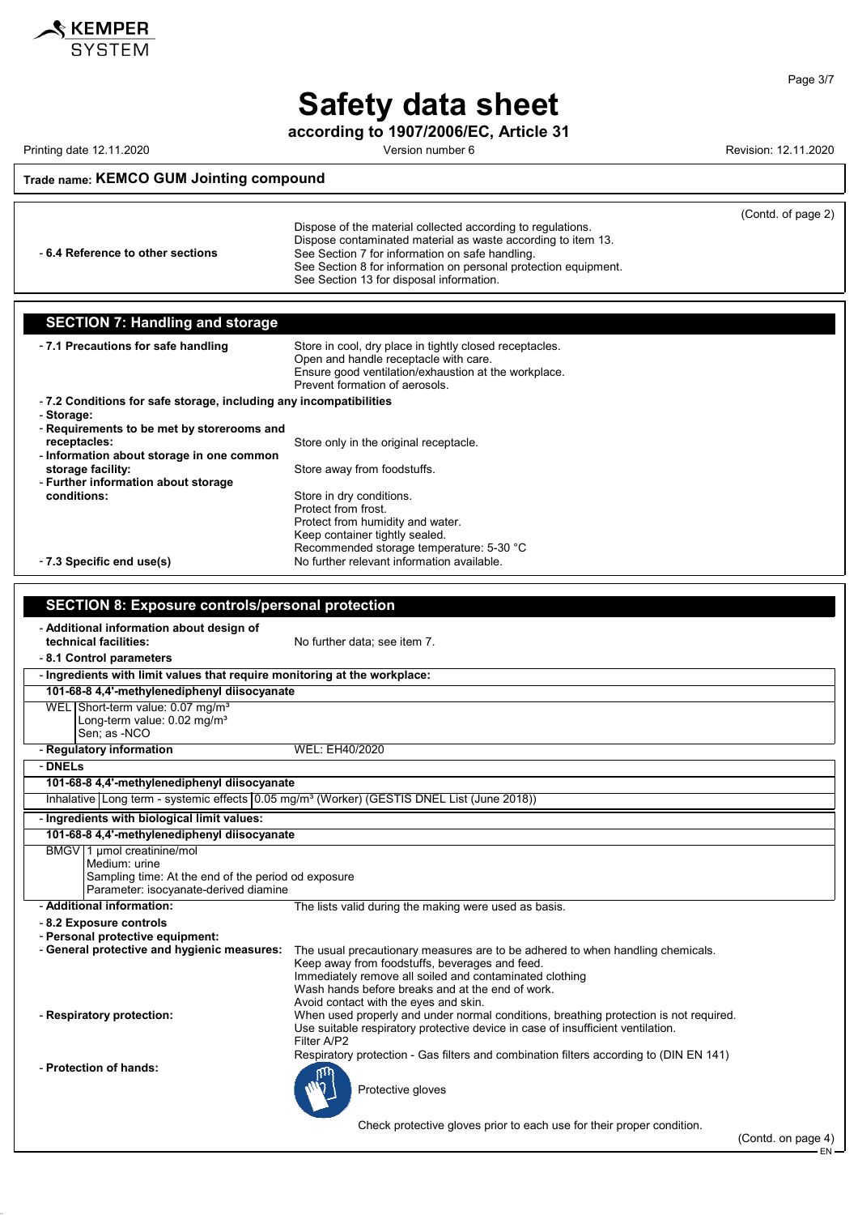# Safety data sheet

**according to 1907/2006/EC, Article 31**

Printing date 12.11.2020 | Version number 6 | Revision: 12.11.2020

**Trade name: KEMCO GUM Jointing compound**

(Contd. of page 2)

Dispose of the material collected according to regulations.
Dispose contaminated material as waste according to item 13.

- **6.4 Reference to other sections**
  See Section 7 for information on safe handling.
  See Section 8 for information on personal protection equipment.
  See Section 13 for disposal information.

## SECTION 7: Handling and storage

- **7.1 Precautions for safe handling**
  Store in cool, dry place in tightly closed receptacles.
  Open and handle receptacle with care.
  Ensure good ventilation/exhaustion at the workplace.
  Prevent formation of aerosols.
- **7.2 Conditions for safe storage, including any incompatibilities**
- **Storage:**
- **Requirements to be met by storerooms and receptacles:** Store only in the original receptacle.
- **Information about storage in one common storage facility:** Store away from foodstuffs.
- **Further information about storage conditions:**
  Store in dry conditions.
  Protect from frost.
  Protect from humidity and water.
  Keep container tightly sealed.
  Recommended storage temperature: 5-30 °C
- **7.3 Specific end use(s)** No further relevant information available.

## SECTION 8: Exposure controls/personal protection

- **Additional information about design of technical facilities:** No further data; see item 7.
- **8.1 Control parameters**
- **Ingredients with limit values that require monitoring at the workplace:**

**101-68-8 4,4'-methylenediphenyl diisocyanate**

| | |
|---|---|
| WEL | Short-term value: 0.07 mg/m³<br>Long-term value: 0.02 mg/m³<br>Sen; as -NCO |

- **Regulatory information** WEL: EH40/2020
- **DNELs**

**101-68-8 4,4'-methylenediphenyl diisocyanate**

| | | |
|---|---|---|
| Inhalative | Long term - systemic effects | 0.05 mg/m³ (Worker) (GESTIS DNEL List (June 2018)) |

- **Ingredients with biological limit values:**

**101-68-8 4,4'-methylenediphenyl diisocyanate**

| | |
|---|---|
| BMGV | 1 µmol creatinine/mol<br>Medium: urine<br>Sampling time: At the end of the period od exposure<br>Parameter: isocyanate-derived diamine |

- **Additional information:** The lists valid during the making were used as basis.
- **8.2 Exposure controls**
- **Personal protective equipment:**
- **General protective and hygienic measures:**
  The usual precautionary measures are to be adhered to when handling chemicals.
  Keep away from foodstuffs, beverages and feed.
  Immediately remove all soiled and contaminated clothing
  Wash hands before breaks and at the end of work.
  Avoid contact with the eyes and skin.
- **Respiratory protection:**
  When used properly and under normal conditions, breathing protection is not required.
  Use suitable respiratory protective device in case of insufficient ventilation.
  Filter A/P2
  Respiratory protection - Gas filters and combination filters according to (DIN EN 141)
- **Protection of hands:**
  Protective gloves
  Check protective gloves prior to each use for their proper condition.

(Contd. on page 4)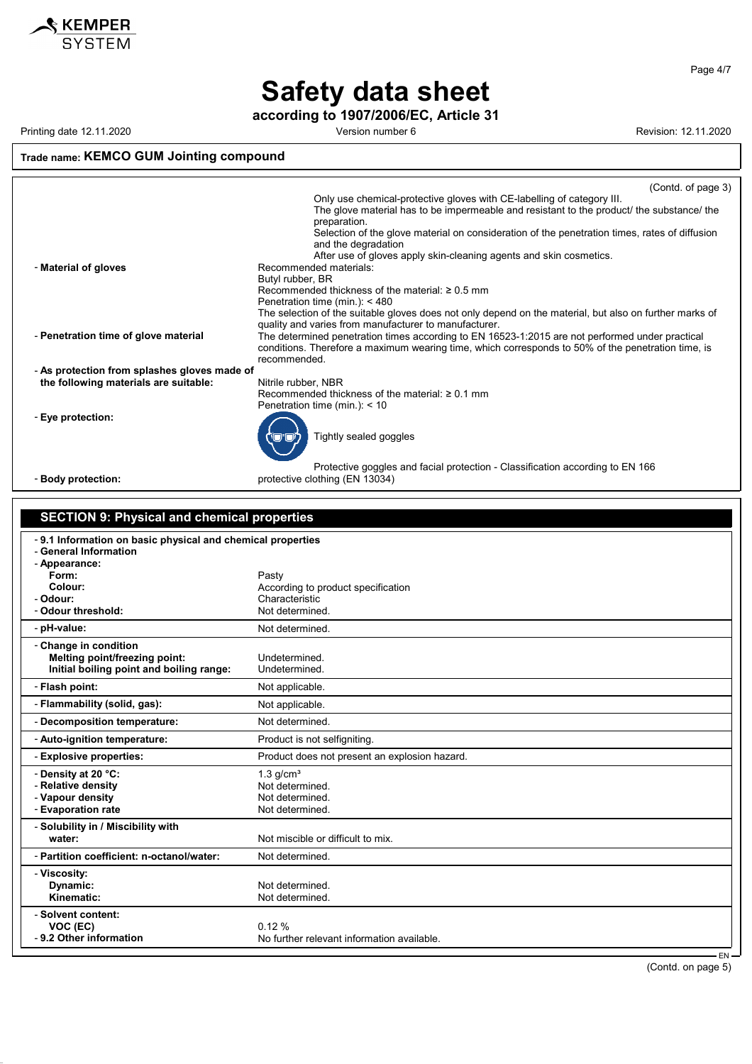**Trade name: KEMCO GUM Jointing compound**

(Contd. of page 3)

Only use chemical-protective gloves with CE-labelling of category III.
The glove material has to be impermeable and resistant to the product/ the substance/ the preparation.
Selection of the glove material on consideration of the penetration times, rates of diffusion and the degradation
After use of gloves apply skin-cleaning agents and skin cosmetics.

- **Material of gloves**
  Recommended materials:
  Butyl rubber, BR
  Recommended thickness of the material: ≥ 0.5 mm
  Penetration time (min.): < 480
  The selection of the suitable gloves does not only depend on the material, but also on further marks of quality and varies from manufacturer to manufacturer.
- **Penetration time of glove material**
  The determined penetration times according to EN 16523-1:2015 are not performed under practical conditions. Therefore a maximum wearing time, which corresponds to 50% of the penetration time, is recommended.
- **As protection from splashes gloves made of the following materials are suitable:**
  Nitrile rubber, NBR
  Recommended thickness of the material: ≥ 0.1 mm
  Penetration time (min.): < 10
- **Eye protection:**
  Tightly sealed goggles
  Protective goggles and facial protection - Classification according to EN 166
- **Body protection:** protective clothing (EN 13034)

## SECTION 9: Physical and chemical properties

| | |
|---|---|
| **- 9.1 Information on basic physical and chemical properties** | |
| **- General Information** | |
| **- Appearance:** | |
| **Form:** | Pasty |
| **Colour:** | According to product specification |
| **- Odour:** | Characteristic |
| **- Odour threshold:** | Not determined. |
| **- pH-value:** | Not determined. |
| **- Change in condition** | |
| **Melting point/freezing point:** | Undetermined. |
| **Initial boiling point and boiling range:** | Undetermined. |
| **- Flash point:** | Not applicable. |
| **- Flammability (solid, gas):** | Not applicable. |
| **- Decomposition temperature:** | Not determined. |
| **- Auto-ignition temperature:** | Product is not selfigniting. |
| **- Explosive properties:** | Product does not present an explosion hazard. |
| **- Density at 20 °C:** | 1.3 g/cm³ |
| **- Relative density** | Not determined. |
| **- Vapour density** | Not determined. |
| **- Evaporation rate** | Not determined. |
| **- Solubility in / Miscibility with water:** | Not miscible or difficult to mix. |
| **- Partition coefficient: n-octanol/water:** | Not determined. |
| **- Viscosity:** | |
| **Dynamic:** | Not determined. |
| **Kinematic:** | Not determined. |
| **- Solvent content:** | |
| **VOC (EC)** | 0.12 % |
| **- 9.2 Other information** | No further relevant information available. |

(Contd. on page 5)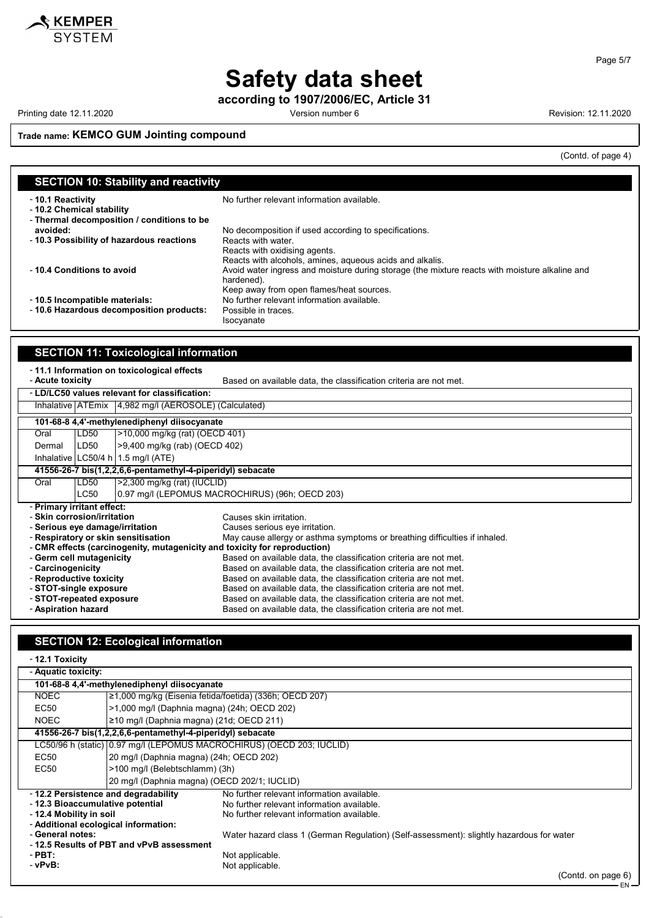# Safety data sheet

**according to 1907/2006/EC, Article 31**

Printing date 12.11.2020 Version number 6 Revision: 12.11.2020

**Trade name: KEMCO GUM Jointing compound**

(Contd. of page 4)

## SECTION 10: Stability and reactivity

- **10.1 Reactivity** No further relevant information available.
- **10.2 Chemical stability**
- **Thermal decomposition / conditions to be avoided:** No decomposition if used according to specifications.
- **10.3 Possibility of hazardous reactions** Reacts with water.
  Reacts with oxidising agents.
  Reacts with alcohols, amines, aqueous acids and alkalis.
- **10.4 Conditions to avoid** Avoid water ingress and moisture during storage (the mixture reacts with moisture alkaline and hardened).
  Keep away from open flames/heat sources.
- **10.5 Incompatible materials:** No further relevant information available.
- **10.6 Hazardous decomposition products:** Possible in traces.
  Isocyanate

## SECTION 11: Toxicological information

- **11.1 Information on toxicological effects**
- **Acute toxicity** Based on available data, the classification criteria are not met.
- **LD/LC50 values relevant for classification:**

| | | |
|---|---|---|
| Inhalative | ATEmix | 4,982 mg/l (AEROSOLE) (Calculated) |
| **101-68-8 4,4'-methylenediphenyl diisocyanate** | | |
| Oral | LD50 | >10,000 mg/kg (rat) (OECD 401) |
| Dermal | LD50 | >9,400 mg/kg (rab) (OECD 402) |
| Inhalative | LC50/4 h | 1.5 mg/l (ATE) |
| **41556-26-7 bis(1,2,2,6,6-pentamethyl-4-piperidyl) sebacate** | | |
| Oral | LD50 | >2,300 mg/kg (rat) (IUCLID) |
| | LC50 | 0.97 mg/l (LEPOMUS MACROCHIRUS) (96h; OECD 203) |

- **Primary irritant effect:**
- **Skin corrosion/irritation** Causes skin irritation.
- **Serious eye damage/irritation** Causes serious eye irritation.
- **Respiratory or skin sensitisation** May cause allergy or asthma symptoms or breathing difficulties if inhaled.
- **CMR effects (carcinogenity, mutagenicity and toxicity for reproduction)**
- **Germ cell mutagenicity** Based on available data, the classification criteria are not met.
- **Carcinogenicity** Based on available data, the classification criteria are not met.
- **Reproductive toxicity** Based on available data, the classification criteria are not met.
- **STOT-single exposure** Based on available data, the classification criteria are not met.
- **STOT-repeated exposure** Based on available data, the classification criteria are not met.
- **Aspiration hazard** Based on available data, the classification criteria are not met.

## SECTION 12: Ecological information

- **12.1 Toxicity**
- **Aquatic toxicity:**

| | |
|---|---|
| **101-68-8 4,4'-methylenediphenyl diisocyanate** | |
| NOEC | ≥1,000 mg/kg (Eisenia fetida/foetida) (336h; OECD 207) |
| EC50 | >1,000 mg/l (Daphnia magna) (24h; OECD 202) |
| NOEC | ≥10 mg/l (Daphnia magna) (21d; OECD 211) |
| **41556-26-7 bis(1,2,2,6,6-pentamethyl-4-piperidyl) sebacate** | |
| LC50/96 h (static) | 0.97 mg/l (LEPOMUS MACROCHIRUS) (OECD 203; IUCLID) |
| EC50 | 20 mg/l (Daphnia magna) (24h; OECD 202) |
| EC50 | >100 mg/l (Belebtschlamm) (3h) |
| | 20 mg/l (Daphnia magna) (OECD 202/1; IUCLID) |

- **12.2 Persistence and degradability** No further relevant information available.
- **12.3 Bioaccumulative potential** No further relevant information available.
- **12.4 Mobility in soil** No further relevant information available.
- **Additional ecological information:**
- **General notes:** Water hazard class 1 (German Regulation) (Self-assessment): slightly hazardous for water
- **12.5 Results of PBT and vPvB assessment**
- **PBT:** Not applicable.
- **vPvB:** Not applicable.

(Contd. on page 6)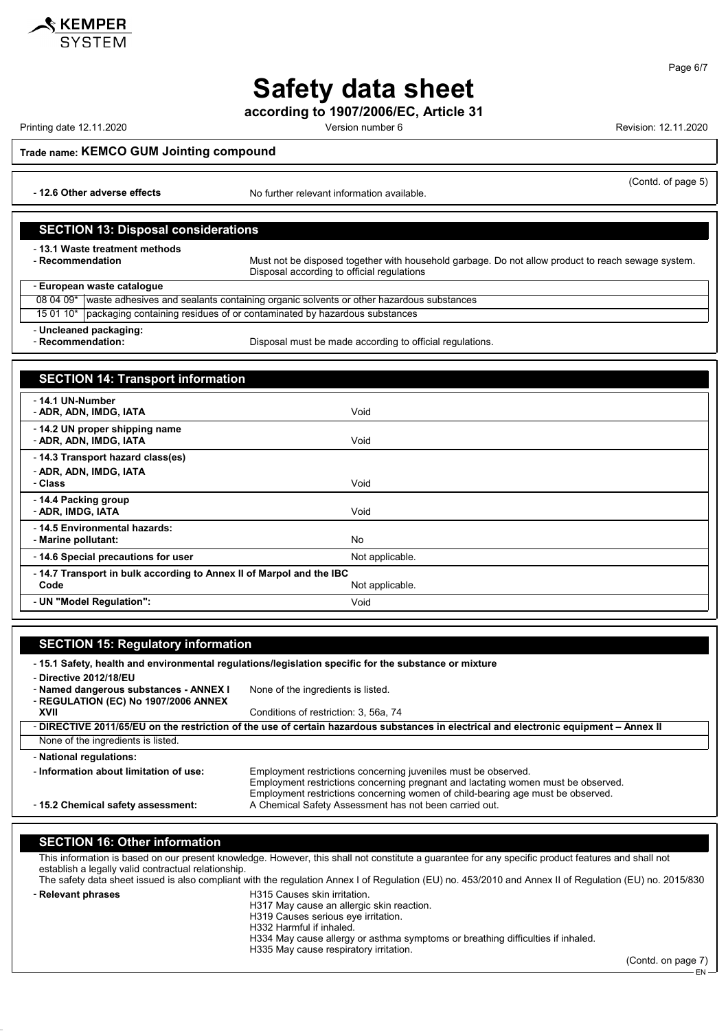(Contd. of page 5)

- **12.6 Other adverse effects** No further relevant information available.

## SECTION 13: Disposal considerations

- **13.1 Waste treatment methods**
- **Recommendation** Must not be disposed together with household garbage. Do not allow product to reach sewage system. Disposal according to official regulations

| - **European waste catalogue** | |
|---|---|
| 08 04 09* | waste adhesives and sealants containing organic solvents or other hazardous substances |
| 15 01 10* | packaging containing residues of or contaminated by hazardous substances |

- **Uncleaned packaging:**
- **Recommendation:** Disposal must be made according to official regulations.

## SECTION 14: Transport information

| | |
|---|---|
| - **14.1 UN-Number**<br>- **ADR, ADN, IMDG, IATA** | Void |
| - **14.2 UN proper shipping name**<br>- **ADR, ADN, IMDG, IATA** | Void |
| - **14.3 Transport hazard class(es)**<br>- **ADR, ADN, IMDG, IATA**<br>- **Class** | Void |
| - **14.4 Packing group**<br>- **ADR, IMDG, IATA** | Void |
| - **14.5 Environmental hazards:**<br>- **Marine pollutant:** | No |
| - **14.6 Special precautions for user** | Not applicable. |
| - **14.7 Transport in bulk according to Annex II of Marpol and the IBC Code** | Not applicable. |
| - **UN "Model Regulation":** | Void |

## SECTION 15: Regulatory information

- **15.1 Safety, health and environmental regulations/legislation specific for the substance or mixture**
- **Directive 2012/18/EU**
- **Named dangerous substances - ANNEX I** None of the ingredients is listed.
- **REGULATION (EC) No 1907/2006 ANNEX XVII** Conditions of restriction: 3, 56a, 74

- **DIRECTIVE 2011/65/EU on the restriction of the use of certain hazardous substances in electrical and electronic equipment – Annex II**

None of the ingredients is listed.

- **National regulations:**
- **Information about limitation of use:** Employment restrictions concerning juveniles must be observed.
Employment restrictions concerning pregnant and lactating women must be observed.
Employment restrictions concerning women of child-bearing age must be observed.
- **15.2 Chemical safety assessment:** A Chemical Safety Assessment has not been carried out.

## SECTION 16: Other information

This information is based on our present knowledge. However, this shall not constitute a guarantee for any specific product features and shall not establish a legally valid contractual relationship.
The safety data sheet issued is also compliant with the regulation Annex I of Regulation (EU) no. 453/2010 and Annex II of Regulation (EU) no. 2015/830

- **Relevant phrases**
  H315 Causes skin irritation.
  H317 May cause an allergic skin reaction.
  H319 Causes serious eye irritation.
  H332 Harmful if inhaled.
  H334 May cause allergy or asthma symptoms or breathing difficulties if inhaled.
  H335 May cause respiratory irritation.

(Contd. on page 7)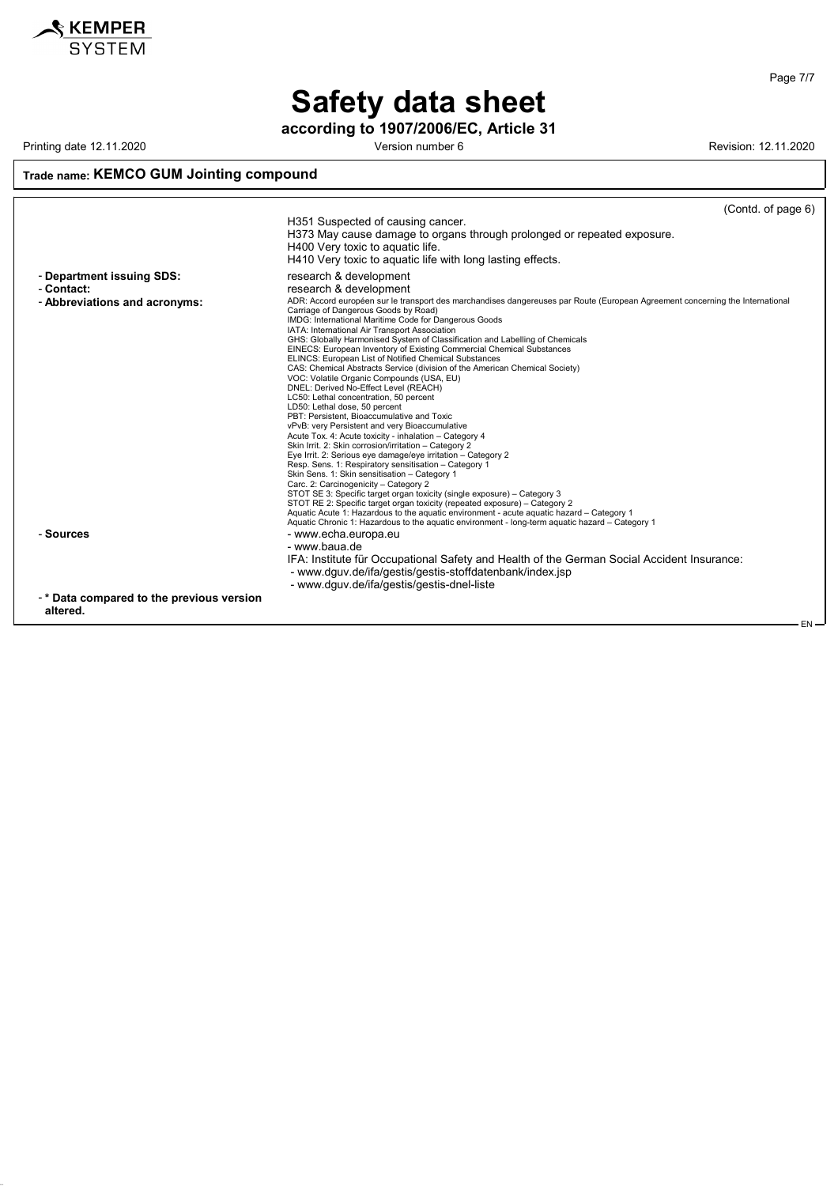# Safety data sheet

**according to 1907/2006/EC, Article 31**

Printing date 12.11.2020 Version number 6 Revision: 12.11.2020

**Trade name: KEMCO GUM Jointing compound**

(Contd. of page 6)

H351 Suspected of causing cancer.
H373 May cause damage to organs through prolonged or repeated exposure.
H400 Very toxic to aquatic life.
H410 Very toxic to aquatic life with long lasting effects.

- **Department issuing SDS:** research & development
- **Contact:** research & development
- **Abbreviations and acronyms:**
  ADR: Accord européen sur le transport des marchandises dangereuses par Route (European Agreement concerning the International Carriage of Dangerous Goods by Road)
  IMDG: International Maritime Code for Dangerous Goods
  IATA: International Air Transport Association
  GHS: Globally Harmonised System of Classification and Labelling of Chemicals
  EINECS: European Inventory of Existing Commercial Chemical Substances
  ELINCS: European List of Notified Chemical Substances
  CAS: Chemical Abstracts Service (division of the American Chemical Society)
  VOC: Volatile Organic Compounds (USA, EU)
  DNEL: Derived No-Effect Level (REACH)
  LC50: Lethal concentration, 50 percent
  LD50: Lethal dose, 50 percent
  PBT: Persistent, Bioaccumulative and Toxic
  vPvB: very Persistent and very Bioaccumulative
  Acute Tox. 4: Acute toxicity - inhalation – Category 4
  Skin Irrit. 2: Skin corrosion/irritation – Category 2
  Eye Irrit. 2: Serious eye damage/eye irritation – Category 2
  Resp. Sens. 1: Respiratory sensitisation – Category 1
  Skin Sens. 1: Skin sensitisation – Category 1
  Carc. 2: Carcinogenicity – Category 2
  STOT SE 3: Specific target organ toxicity (single exposure) – Category 3
  STOT RE 2: Specific target organ toxicity (repeated exposure) – Category 2
  Aquatic Acute 1: Hazardous to the aquatic environment - acute aquatic hazard – Category 1
  Aquatic Chronic 1: Hazardous to the aquatic environment - long-term aquatic hazard – Category 1
- **Sources**
  - www.echa.europa.eu
  - www.baua.de
  
  IFA: Institute für Occupational Safety and Health of the German Social Accident Insurance:
  - www.dguv.de/ifa/gestis/gestis-stoffdatenbank/index.jsp
  - www.dguv.de/ifa/gestis/gestis-dnel-liste
- **\* Data compared to the previous version altered.**